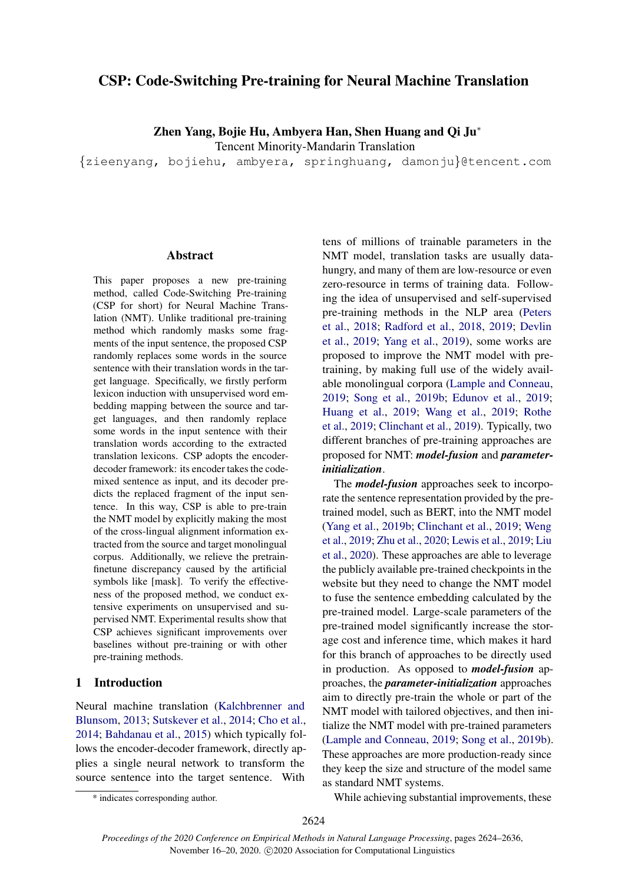# CSP: Code-Switching Pre-training for Neural Machine Translation

**Zhen Yang, Bojie Hu, Ambyera Han, Shen Huang and Qi Ju***
Tencent Minority-Mandarin Translation
{zieenyang, bojiehu, ambyera, springhuang, damonju}@tencent.com

## Abstract

This paper proposes a new pre-training method, called Code-Switching Pre-training (CSP for short) for Neural Machine Translation (NMT). Unlike traditional pre-training method which randomly masks some fragments of the input sentence, the proposed CSP randomly replaces some words in the source sentence with their translation words in the target language. Specifically, we firstly perform lexicon induction with unsupervised word embedding mapping between the source and target languages, and then randomly replace some words in the input sentence with their translation words according to the extracted translation lexicons. CSP adopts the encoder-decoder framework: its encoder takes the code-mixed sentence as input, and its decoder predicts the replaced fragment of the input sentence. In this way, CSP is able to pre-train the NMT model by explicitly making the most of the cross-lingual alignment information extracted from the source and target monolingual corpus. Additionally, we relieve the pretrain-finetune discrepancy caused by the artificial symbols like [mask]. To verify the effectiveness of the proposed method, we conduct extensive experiments on unsupervised and supervised NMT. Experimental results show that CSP achieves significant improvements over baselines without pre-training or with other pre-training methods.

## 1 Introduction

Neural machine translation (Kalchbrenner and Blunsom, 2013; Sutskever et al., 2014; Cho et al., 2014; Bahdanau et al., 2015) which typically follows the encoder-decoder framework, directly applies a single neural network to transform the source sentence into the target sentence. With tens of millions of trainable parameters in the NMT model, translation tasks are usually data-hungry, and many of them are low-resource or even zero-resource in terms of training data. Following the idea of unsupervised and self-supervised pre-training methods in the NLP area (Peters et al., 2018; Radford et al., 2018, 2019; Devlin et al., 2019; Yang et al., 2019), some works are proposed to improve the NMT model with pre-training, by making full use of the widely available monolingual corpora (Lample and Conneau, 2019; Song et al., 2019b; Edunov et al., 2019; Huang et al., 2019; Wang et al., 2019; Rothe et al., 2019; Clinchant et al., 2019). Typically, two different branches of pre-training approaches are proposed for NMT: ***model-fusion*** and ***parameter-initialization***.

The ***model-fusion*** approaches seek to incorporate the sentence representation provided by the pre-trained model, such as BERT, into the NMT model (Yang et al., 2019b; Clinchant et al., 2019; Weng et al., 2019; Zhu et al., 2020; Lewis et al., 2019; Liu et al., 2020). These approaches are able to leverage the publicly available pre-trained checkpoints in the website but they need to change the NMT model to fuse the sentence embedding calculated by the pre-trained model. Large-scale parameters of the pre-trained model significantly increase the storage cost and inference time, which makes it hard for this branch of approaches to be directly used in production. As opposed to ***model-fusion*** approaches, the ***parameter-initialization*** approaches aim to directly pre-train the whole or part of the NMT model with tailored objectives, and then initialize the NMT model with pre-trained parameters (Lample and Conneau, 2019; Song et al., 2019b). These approaches are more production-ready since they keep the size and structure of the model same as standard NMT systems.

While achieving substantial improvements, these

* indicates corresponding author.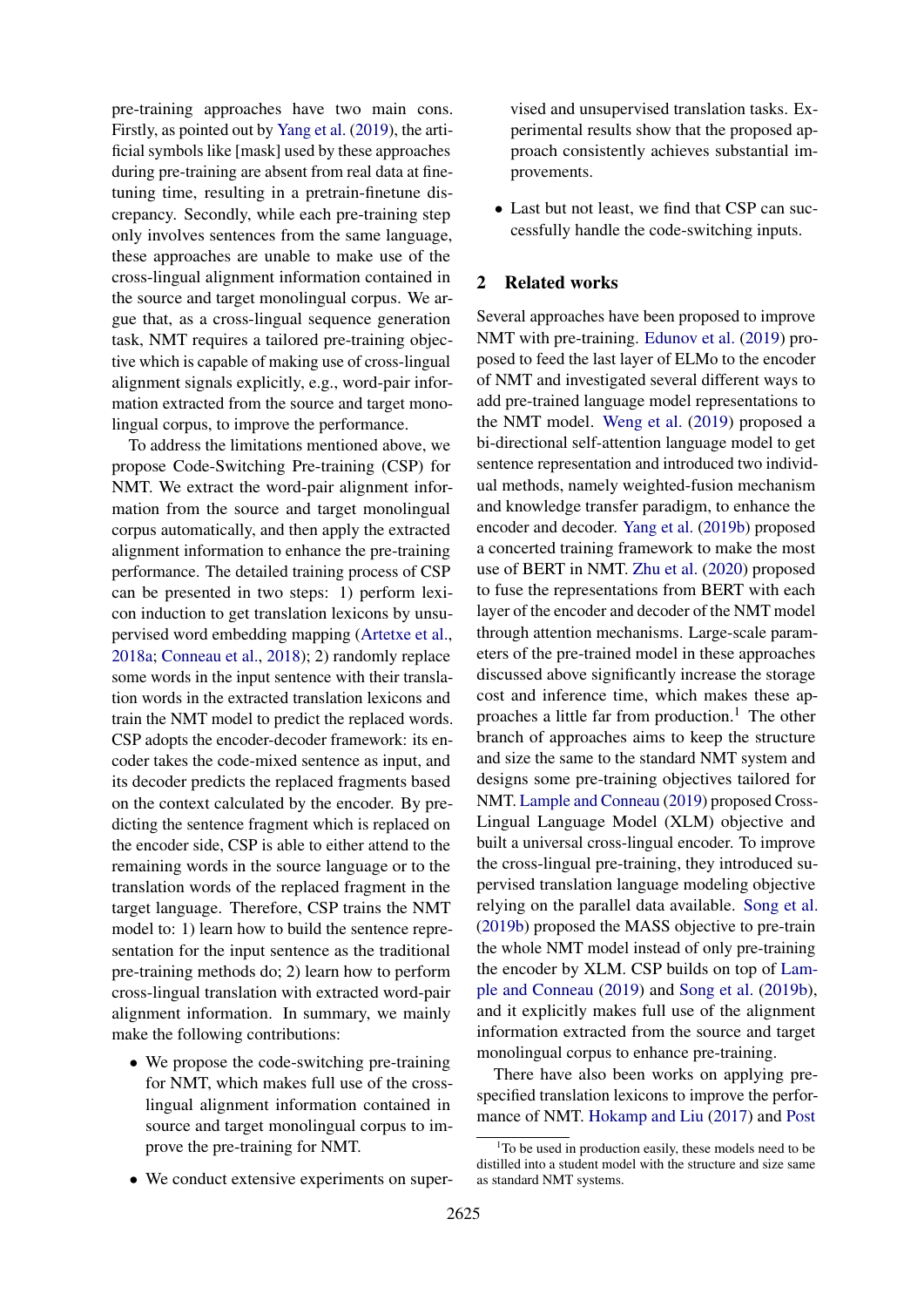pre-training approaches have two main cons. Firstly, as pointed out by Yang et al. (2019), the artificial symbols like [mask] used by these approaches during pre-training are absent from real data at fine-tuning time, resulting in a pretrain-finetune discrepancy. Secondly, while each pre-training step only involves sentences from the same language, these approaches are unable to make use of the cross-lingual alignment information contained in the source and target monolingual corpus. We argue that, as a cross-lingual sequence generation task, NMT requires a tailored pre-training objective which is capable of making use of cross-lingual alignment signals explicitly, e.g., word-pair information extracted from the source and target monolingual corpus, to improve the performance.

To address the limitations mentioned above, we propose Code-Switching Pre-training (CSP) for NMT. We extract the word-pair alignment information from the source and target monolingual corpus automatically, and then apply the extracted alignment information to enhance the pre-training performance. The detailed training process of CSP can be presented in two steps: 1) perform lexicon induction to get translation lexicons by unsupervised word embedding mapping (Artetxe et al., 2018a; Conneau et al., 2018); 2) randomly replace some words in the input sentence with their translation words in the extracted translation lexicons and train the NMT model to predict the replaced words. CSP adopts the encoder-decoder framework: its encoder takes the code-mixed sentence as input, and its decoder predicts the replaced fragments based on the context calculated by the encoder. By predicting the sentence fragment which is replaced on the encoder side, CSP is able to either attend to the remaining words in the source language or to the translation words of the replaced fragment in the target language. Therefore, CSP trains the NMT model to: 1) learn how to build the sentence representation for the input sentence as the traditional pre-training methods do; 2) learn how to perform cross-lingual translation with extracted word-pair alignment information. In summary, we mainly make the following contributions:

- We propose the code-switching pre-training for NMT, which makes full use of the cross-lingual alignment information contained in source and target monolingual corpus to improve the pre-training for NMT.
- We conduct extensive experiments on supervised and unsupervised translation tasks. Experimental results show that the proposed approach consistently achieves substantial improvements.
- Last but not least, we find that CSP can successfully handle the code-switching inputs.

## 2 Related works

Several approaches have been proposed to improve NMT with pre-training. Edunov et al. (2019) proposed to feed the last layer of ELMo to the encoder of NMT and investigated several different ways to add pre-trained language model representations to the NMT model. Weng et al. (2019) proposed a bi-directional self-attention language model to get sentence representation and introduced two individual methods, namely weighted-fusion mechanism and knowledge transfer paradigm, to enhance the encoder and decoder. Yang et al. (2019b) proposed a concerted training framework to make the most use of BERT in NMT. Zhu et al. (2020) proposed to fuse the representations from BERT with each layer of the encoder and decoder of the NMT model through attention mechanisms. Large-scale parameters of the pre-trained model in these approaches discussed above significantly increase the storage cost and inference time, which makes these approaches a little far from production.[1] The other branch of approaches aims to keep the structure and size the same to the standard NMT system and designs some pre-training objectives tailored for NMT. Lample and Conneau (2019) proposed Cross-Lingual Language Model (XLM) objective and built a universal cross-lingual encoder. To improve the cross-lingual pre-training, they introduced supervised translation language modeling objective relying on the parallel data available. Song et al. (2019b) proposed the MASS objective to pre-train the whole NMT model instead of only pre-training the encoder by XLM. CSP builds on top of Lample and Conneau (2019) and Song et al. (2019b), and it explicitly makes full use of the alignment information extracted from the source and target monolingual corpus to enhance pre-training.

There have also been works on applying pre-specified translation lexicons to improve the performance of NMT. Hokamp and Liu (2017) and Post

[1] To be used in production easily, these models need to be distilled into a student model with the structure and size same as standard NMT systems.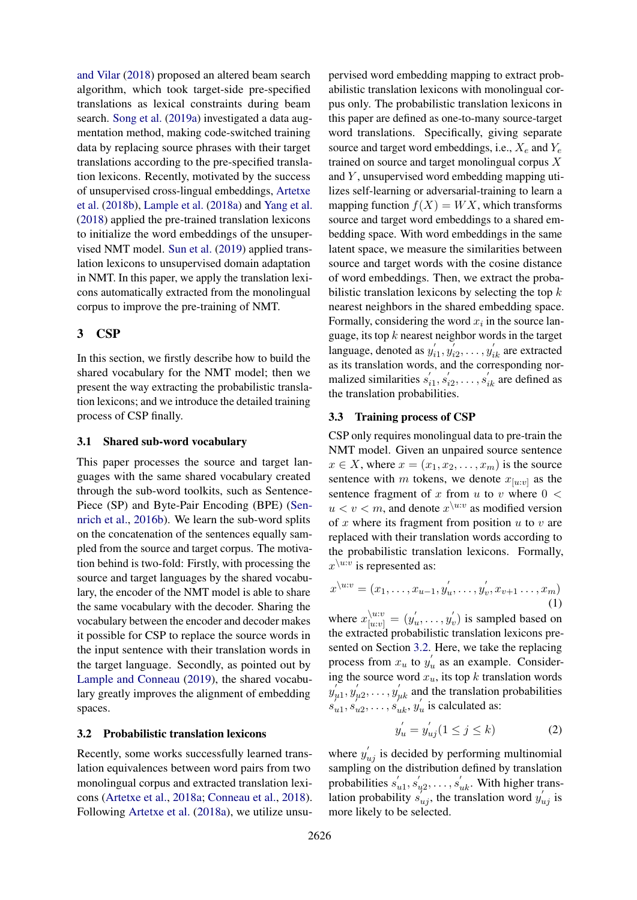and Vilar (2018) proposed an altered beam search algorithm, which took target-side pre-specified translations as lexical constraints during beam search. Song et al. (2019a) investigated a data augmentation method, making code-switched training data by replacing source phrases with their target translations according to the pre-specified translation lexicons. Recently, motivated by the success of unsupervised cross-lingual embeddings, Artetxe et al. (2018b), Lample et al. (2018a) and Yang et al. (2018) applied the pre-trained translation lexicons to initialize the word embeddings of the unsupervised NMT model. Sun et al. (2019) applied translation lexicons to unsupervised domain adaptation in NMT. In this paper, we apply the translation lexicons automatically extracted from the monolingual corpus to improve the pre-training of NMT.

## 3 CSP

In this section, we firstly describe how to build the shared vocabulary for the NMT model; then we present the way extracting the probabilistic translation lexicons; and we introduce the detailed training process of CSP finally.

### 3.1 Shared sub-word vocabulary

This paper processes the source and target languages with the same shared vocabulary created through the sub-word toolkits, such as SentencePiece (SP) and Byte-Pair Encoding (BPE) (Sennrich et al., 2016b). We learn the sub-word splits on the concatenation of the sentences equally sampled from the source and target corpus. The motivation behind is two-fold: Firstly, with processing the source and target languages by the shared vocabulary, the encoder of the NMT model is able to share the same vocabulary with the decoder. Sharing the vocabulary between the encoder and decoder makes it possible for CSP to replace the source words in the input sentence with their translation words in the target language. Secondly, as pointed out by Lample and Conneau (2019), the shared vocabulary greatly improves the alignment of embedding spaces.

### 3.2 Probabilistic translation lexicons

Recently, some works successfully learned translation equivalences between word pairs from two monolingual corpus and extracted translation lexicons (Artetxe et al., 2018a; Conneau et al., 2018). Following Artetxe et al. (2018a), we utilize unsupervised word embedding mapping to extract probabilistic translation lexicons with monolingual corpus only. The probabilistic translation lexicons in this paper are defined as one-to-many source-target word translations. Specifically, giving separate source and target word embeddings, i.e., $X_e$ and $Y_e$ trained on source and target monolingual corpus $X$ and $Y$, unsupervised word embedding mapping utilizes self-learning or adversarial-training to learn a mapping function $f(X) = WX$, which transforms source and target word embeddings to a shared embedding space. With word embeddings in the same latent space, we measure the similarities between source and target words with the cosine distance of word embeddings. Then, we extract the probabilistic translation lexicons by selecting the top $k$ nearest neighbors in the shared embedding space. Formally, considering the word $x_i$ in the source language, its top $k$ nearest neighbor words in the target language, denoted as $y^{'}_{i1}, y^{'}_{i2}, \ldots, y^{'}_{ik}$ are extracted as its translation words, and the corresponding normalized similarities $s^{'}_{i1}, s^{'}_{i2}, \ldots, s^{'}_{ik}$ are defined as the translation probabilities.

### 3.3 Training process of CSP

CSP only requires monolingual data to pre-train the NMT model. Given an unpaired source sentence $x \in X$, where $x = (x_1, x_2, \ldots, x_m)$ is the source sentence with $m$ tokens, we denote $x_{[u:v]}$ as the sentence fragment of $x$ from $u$ to $v$ where $0 < u < v < m$, and denote $x^{\backslash u:v}$ as modified version of $x$ where its fragment from position $u$ to $v$ are replaced with their translation words according to the probabilistic translation lexicons. Formally, $x^{\backslash u:v}$ is represented as:

$$x^{\backslash u:v} = (x_1, \ldots, x_{u-1}, y^{'}_u, \ldots, y^{'}_v, x_{v+1} \ldots, x_m) \tag{1}$$

where $x^{\backslash u:v}_{[u:v]} = (y^{'}_u, \ldots, y^{'}_v)$ is sampled based on the extracted probabilistic translation lexicons presented on Section 3.2. Here, we take the replacing process from $x_u$ to $y^{'}_u$ as an example. Considering the source word $x_u$, its top $k$ translation words $y^{'}_{\mu 1}, y^{'}_{\mu 2}, \ldots, y^{'}_{\mu k}$ and the translation probabilities $s^{'}_{u1}, s^{'}_{u2}, \ldots, s^{'}_{uk}$, $y^{'}_u$ is calculated as:

$$y^{'}_u = y^{'}_{uj} (1 \leq j \leq k) \tag{2}$$

where $y^{'}_{uj}$ is decided by performing multinomial sampling on the distribution defined by translation probabilities $s^{'}_{u1}, s^{'}_{u2}, \ldots, s^{'}_{uk}$. With higher translation probability $s^{'}_{uj}$, the translation word $y^{'}_{uj}$ is more likely to be selected.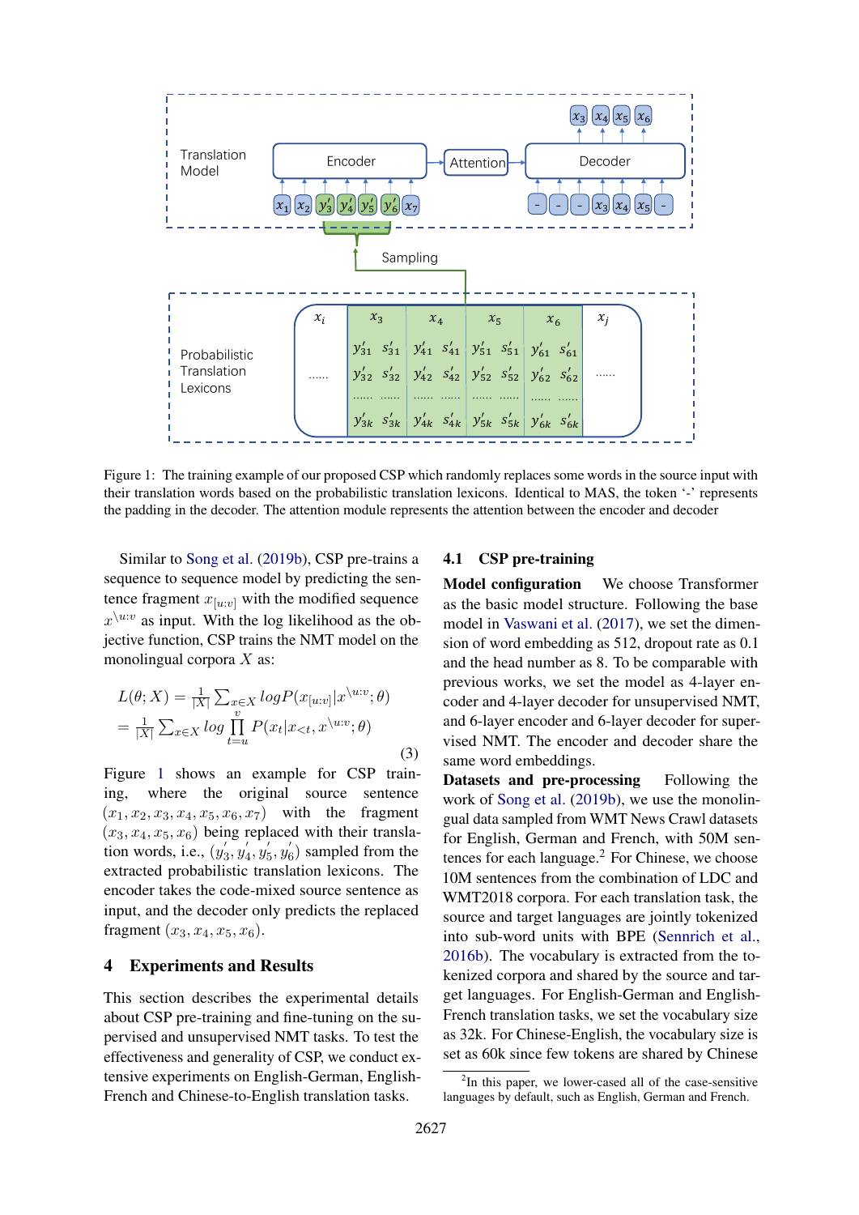Translation Model

Encoder

Attention

Decoder

$x_1$ $x_2$ $y'_3$ $y'_4$ $y'_5$ $y'_6$ $x_7$

- - - $x_3$ $x_4$ $x_5$ -

$x_3$ $x_4$ $x_5$ $x_6$

Sampling

Probabilistic Translation Lexicons

$x_i$ $x_3$ $x_4$ $x_5$ $x_6$ $x_j$

Figure 1: The training example of our proposed CSP which randomly replaces some words in the source input with their translation words based on the probabilistic translation lexicons. Identical to MAS, the token '-' represents the padding in the decoder. The attention module represents the attention between the encoder and decoder

Similar to Song et al. (2019b), CSP pre-trains a sequence to sequence model by predicting the sentence fragment $x^{[u:v]}$ with the modified sequence $x^{\backslash u:v}$ as input. With the log likelihood as the objective function, CSP trains the NMT model on the monolingual corpora $X$ as:

$$
\begin{aligned}
L(\theta; X) &= \frac{1}{|X|}\sum_{x\in X} logP(x_{[u:v]}|x^{\backslash u:v};\theta) \\
&= \frac{1}{|X|}\sum_{x\in X} log\prod_{t=u}^{v} P(x_t|x_{<t}, x^{\backslash u:v};\theta)
\end{aligned} \tag{3}
$$

Figure 1 shows an example for CSP training, where the original source sentence $(x_1, x_2, x_3, x_4, x_5, x_6, x_7)$ with the fragment $(x_3, x_4, x_5, x_6)$ being replaced with their translation words, i.e., $(y'_3, y'_4, y'_5, y'_6)$ sampled from the extracted probabilistic translation lexicons. The encoder takes the code-mixed source sentence as input, and the decoder only predicts the replaced fragment $(x_3, x_4, x_5, x_6)$.

## 4 Experiments and Results

This section describes the experimental details about CSP pre-training and fine-tuning on the supervised and unsupervised NMT tasks. To test the effectiveness and generality of CSP, we conduct extensive experiments on English-German, English-French and Chinese-to-English translation tasks.

### 4.1 CSP pre-training

**Model configuration** We choose Transformer as the basic model structure. Following the base model in Vaswani et al. (2017), we set the dimension of word embedding as 512, dropout rate as 0.1 and the head number as 8. To be comparable with previous works, we set the model as 4-layer encoder and 4-layer decoder for unsupervised NMT, and 6-layer encoder and 6-layer decoder for supervised NMT. The encoder and decoder share the same word embeddings.

**Datasets and pre-processing** Following the work of Song et al. (2019b), we use the monolingual data sampled from WMT News Crawl datasets for English, German and French, with 50M sentences for each language.[2] For Chinese, we choose 10M sentences from the combination of LDC and WMT2018 corpora. For each translation task, the source and target languages are jointly tokenized into sub-word units with BPE (Sennrich et al., 2016b). The vocabulary is extracted from the tokenized corpora and shared by the source and target languages. For English-German and English-French translation tasks, we set the vocabulary size as 32k. For Chinese-English, the vocabulary size is set as 60k since few tokens are shared by Chinese

[2]In this paper, we lower-cased all of the case-sensitive languages by default, such as English, German and French.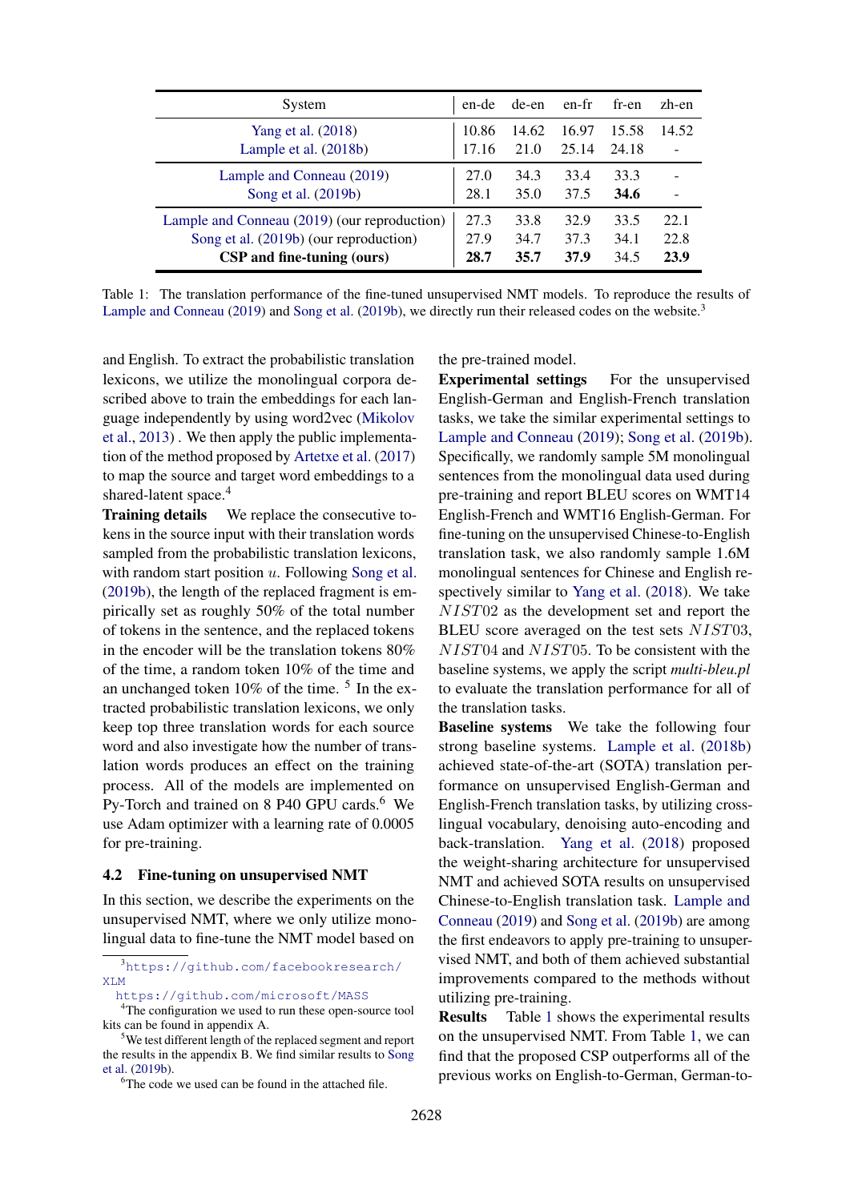| System | en-de | de-en | en-fr | fr-en | zh-en |
|---|---|---|---|---|---|
| Yang et al. (2018) | 10.86 | 14.62 | 16.97 | 15.58 | 14.52 |
| Lample et al. (2018b) | 17.16 | 21.0 | 25.14 | 24.18 | - |
| Lample and Conneau (2019) | 27.0 | 34.3 | 33.4 | 33.3 | - |
| Song et al. (2019b) | 28.1 | 35.0 | 37.5 | **34.6** | - |
| Lample and Conneau (2019) (our reproduction) | 27.3 | 33.8 | 32.9 | 33.5 | 22.1 |
| Song et al. (2019b) (our reproduction) | 27.9 | 34.7 | 37.3 | 34.1 | 22.8 |
| **CSP and fine-tuning (ours)** | **28.7** | **35.7** | **37.9** | 34.5 | **23.9** |

Table 1: The translation performance of the fine-tuned unsupervised NMT models. To reproduce the results of Lample and Conneau (2019) and Song et al. (2019b), we directly run their released codes on the website.[3]

and English. To extract the probabilistic translation lexicons, we utilize the monolingual corpora described above to train the embeddings for each language independently by using word2vec (Mikolov et al., 2013) . We then apply the public implementation of the method proposed by Artetxe et al. (2017) to map the source and target word embeddings to a shared-latent space.[4]

**Training details** We replace the consecutive tokens in the source input with their translation words sampled from the probabilistic translation lexicons, with random start position $u$. Following Song et al. (2019b), the length of the replaced fragment is empirically set as roughly 50% of the total number of tokens in the sentence, and the replaced tokens in the encoder will be the translation tokens 80% of the time, a random token 10% of the time and an unchanged token 10% of the time. [5] In the extracted probabilistic translation lexicons, we only keep top three translation words for each source word and also investigate how the number of translation words produces an effect on the training process. All of the models are implemented on Py-Torch and trained on 8 P40 GPU cards.[6] We use Adam optimizer with a learning rate of 0.0005 for pre-training.

## 4.2 Fine-tuning on unsupervised NMT

In this section, we describe the experiments on the unsupervised NMT, where we only utilize monolingual data to fine-tune the NMT model based on the pre-trained model.

**Experimental settings** For the unsupervised English-German and English-French translation tasks, we take the similar experimental settings to Lample and Conneau (2019); Song et al. (2019b). Specifically, we randomly sample 5M monolingual sentences from the monolingual data used during pre-training and report BLEU scores on WMT14 English-French and WMT16 English-German. For fine-tuning on the unsupervised Chinese-to-English translation task, we also randomly sample 1.6M monolingual sentences for Chinese and English respectively similar to Yang et al. (2018). We take $NIST02$ as the development set and report the BLEU score averaged on the test sets $NIST03$, $NIST04$ and $NIST05$. To be consistent with the baseline systems, we apply the script *multi-bleu.pl* to evaluate the translation performance for all of the translation tasks.

**Baseline systems** We take the following four strong baseline systems. Lample et al. (2018b) achieved state-of-the-art (SOTA) translation performance on unsupervised English-German and English-French translation tasks, by utilizing cross-lingual vocabulary, denoising auto-encoding and back-translation. Yang et al. (2018) proposed the weight-sharing architecture for unsupervised NMT and achieved SOTA results on unsupervised Chinese-to-English translation task. Lample and Conneau (2019) and Song et al. (2019b) are among the first endeavors to apply pre-training to unsupervised NMT, and both of them achieved substantial improvements compared to the methods without utilizing pre-training.

**Results** Table 1 shows the experimental results on the unsupervised NMT. From Table 1, we can find that the proposed CSP outperforms all of the previous works on English-to-German, German-to-

[3] https://github.com/facebookresearch/XLM
https://github.com/microsoft/MASS

[4] The configuration we used to run these open-source tool kits can be found in appendix A.

[5] We test different length of the replaced segment and report the results in the appendix B. We find similar results to Song et al. (2019b).

[6] The code we used can be found in the attached file.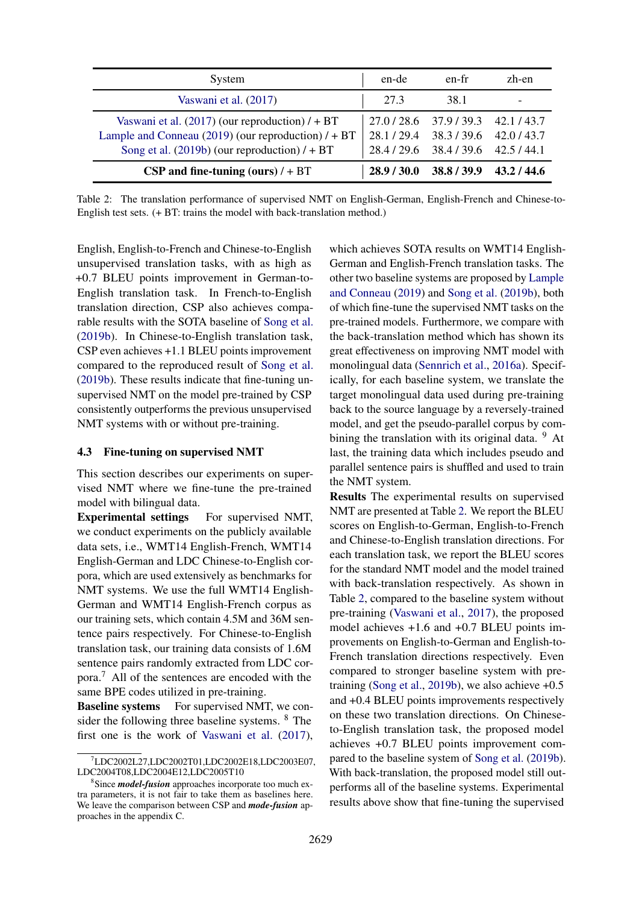| System | en-de | en-fr | zh-en |
|---|---|---|---|
| Vaswani et al. (2017) | 27.3 | 38.1 | - |
| Vaswani et al. (2017) (our reproduction) / + BT | 27.0 / 28.6 | 37.9 / 39.3 | 42.1 / 43.7 |
| Lample and Conneau (2019) (our reproduction) / + BT | 28.1 / 29.4 | 38.3 / 39.6 | 42.0 / 43.7 |
| Song et al. (2019b) (our reproduction) / + BT | 28.4 / 29.6 | 38.4 / 39.6 | 42.5 / 44.1 |
| **CSP and fine-tuning (ours)** / + BT | **28.9 / 30.0** | **38.8 / 39.9** | **43.2 / 44.6** |

Table 2: The translation performance of supervised NMT on English-German, English-French and Chinese-to-English test sets. (+ BT: trains the model with back-translation method.)

English, English-to-French and Chinese-to-English unsupervised translation tasks, with as high as +0.7 BLEU points improvement in German-to-English translation task. In French-to-English translation direction, CSP also achieves comparable results with the SOTA baseline of Song et al. (2019b). In Chinese-to-English translation task, CSP even achieves +1.1 BLEU points improvement compared to the reproduced result of Song et al. (2019b). These results indicate that fine-tuning unsupervised NMT on the model pre-trained by CSP consistently outperforms the previous unsupervised NMT systems with or without pre-training.

### 4.3 Fine-tuning on supervised NMT

This section describes our experiments on supervised NMT where we fine-tune the pre-trained model with bilingual data.

**Experimental settings** For supervised NMT, we conduct experiments on the publicly available data sets, i.e., WMT14 English-French, WMT14 English-German and LDC Chinese-to-English corpora, which are used extensively as benchmarks for NMT systems. We use the full WMT14 English-German and WMT14 English-French corpus as our training sets, which contain 4.5M and 36M sentence pairs respectively. For Chinese-to-English translation task, our training data consists of 1.6M sentence pairs randomly extracted from LDC corpora.[7] All of the sentences are encoded with the same BPE codes utilized in pre-training.

**Baseline systems** For supervised NMT, we consider the following three baseline systems. [8] The first one is the work of Vaswani et al. (2017), which achieves SOTA results on WMT14 English-German and English-French translation tasks. The other two baseline systems are proposed by Lample and Conneau (2019) and Song et al. (2019b), both of which fine-tune the supervised NMT tasks on the pre-trained models. Furthermore, we compare with the back-translation method which has shown its great effectiveness on improving NMT model with monolingual data (Sennrich et al., 2016a). Specifically, for each baseline system, we translate the target monolingual data used during pre-training back to the source language by a reversely-trained model, and get the pseudo-parallel corpus by combining the translation with its original data. [9] At last, the training data which includes pseudo and parallel sentence pairs is shuffled and used to train the NMT system.

**Results** The experimental results on supervised NMT are presented at Table 2. We report the BLEU scores on English-to-German, English-to-French and Chinese-to-English translation directions. For each translation task, we report the BLEU scores for the standard NMT model and the model trained with back-translation respectively. As shown in Table 2, compared to the baseline system without pre-training (Vaswani et al., 2017), the proposed model achieves +1.6 and +0.7 BLEU points improvements on English-to-German and English-to-French translation directions respectively. Even compared to stronger baseline system with pre-training (Song et al., 2019b), we also achieve +0.5 and +0.4 BLEU points improvements respectively on these two translation directions. On Chinese-to-English translation task, the proposed model achieves +0.7 BLEU points improvement compared to the baseline system of Song et al. (2019b). With back-translation, the proposed model still outperforms all of the baseline systems. Experimental results above show that fine-tuning the supervised

[7] LDC2002L27,LDC2002T01,LDC2002E18,LDC2003E07, LDC2004T08,LDC2004E12,LDC2005T10

[8] Since ***model-fusion*** approaches incorporate too much extra parameters, it is not fair to take them as baselines here. We leave the comparison between CSP and ***mode-fusion*** approaches in the appendix C.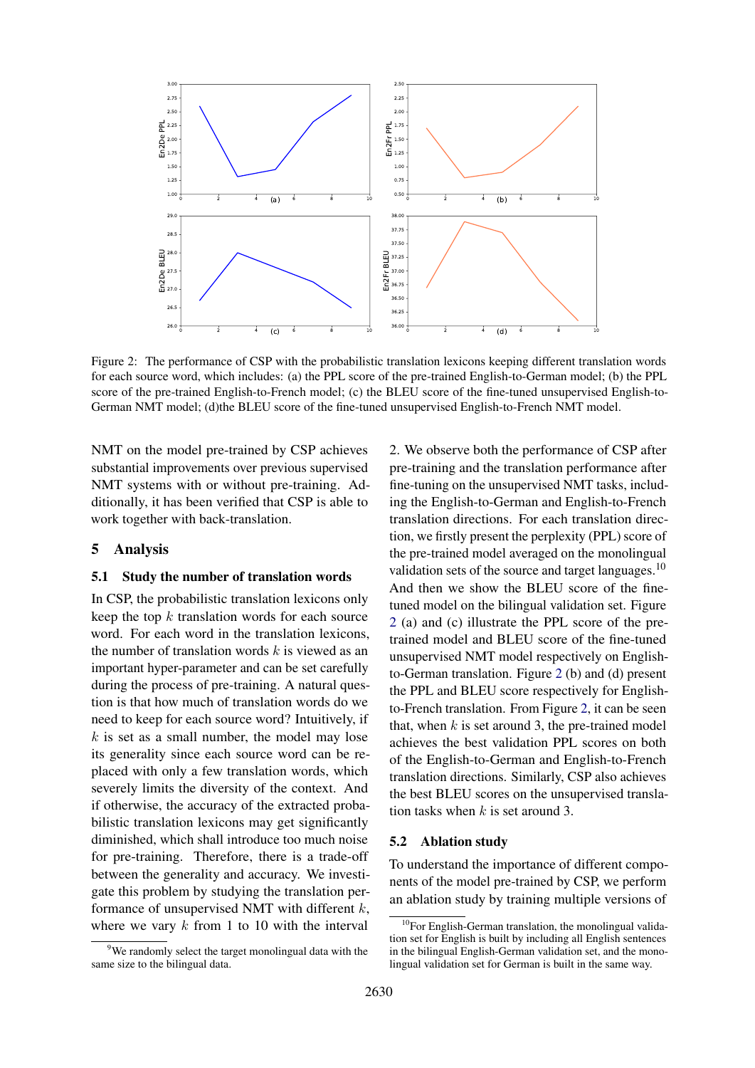En2De PPL
3.00
2.75
2.50
2.25
2.00
1.75
1.50
1.25
1.00
0 2 4 6 8 10
(a)

En2Fr PPL
2.50
2.25
2.00
1.75
1.50
1.25
1.00
0.75
0.50
0 2 4 6 8 10
(b)

En2De BLEU
29.0
28.5
28.0
27.5
27.0
26.5
26.0
0 2 4 6 8 10
(c)

En2Fr BLEU
38.00
37.75
37.50
37.25
37.00
36.75
36.50
36.25
36.00
0 2 4 6 8 10
(d)

Figure 2: The performance of CSP with the probabilistic translation lexicons keeping different translation words for each source word, which includes: (a) the PPL score of the pre-trained English-to-German model; (b) the PPL score of the pre-trained English-to-French model; (c) the BLEU score of the fine-tuned unsupervised English-to-German NMT model; (d)the BLEU score of the fine-tuned unsupervised English-to-French NMT model.

NMT on the model pre-trained by CSP achieves substantial improvements over previous supervised NMT systems with or without pre-training. Additionally, it has been verified that CSP is able to work together with back-translation.

## 5 Analysis

### 5.1 Study the number of translation words

In CSP, the probabilistic translation lexicons only keep the top $k$ translation words for each source word. For each word in the translation lexicons, the number of translation words $k$ is viewed as an important hyper-parameter and can be set carefully during the process of pre-training. A natural question is that how much of translation words do we need to keep for each source word? Intuitively, if $k$ is set as a small number, the model may lose its generality since each source word can be replaced with only a few translation words, which severely limits the diversity of the context. And if otherwise, the accuracy of the extracted probabilistic translation lexicons may get significantly diminished, which shall introduce too much noise for pre-training. Therefore, there is a trade-off between the generality and accuracy. We investigate this problem by studying the translation performance of unsupervised NMT with different $k$, where we vary $k$ from 1 to 10 with the interval 2. We observe both the performance of CSP after pre-training and the translation performance after fine-tuning on the unsupervised NMT tasks, including the English-to-German and English-to-French translation directions. For each translation direction, we firstly present the perplexity (PPL) score of the pre-trained model averaged on the monolingual validation sets of the source and target languages.[10] And then we show the BLEU score of the fine-tuned model on the bilingual validation set. Figure 2 (a) and (c) illustrate the PPL score of the pre-trained model and BLEU score of the fine-tuned unsupervised NMT model respectively on English-to-German translation. Figure 2 (b) and (d) present the PPL and BLEU score respectively for English-to-French translation. From Figure 2, it can be seen that, when $k$ is set around 3, the pre-trained model achieves the best validation PPL scores on both of the English-to-German and English-to-French translation directions. Similarly, CSP also achieves the best BLEU scores on the unsupervised translation tasks when $k$ is set around 3.

### 5.2 Ablation study

To understand the importance of different components of the model pre-trained by CSP, we perform an ablation study by training multiple versions of

[9] We randomly select the target monolingual data with the same size to the bilingual data.

[10] For English-German translation, the monolingual validation set for English is built by including all English sentences in the bilingual English-German validation set, and the monolingual validation set for German is built in the same way.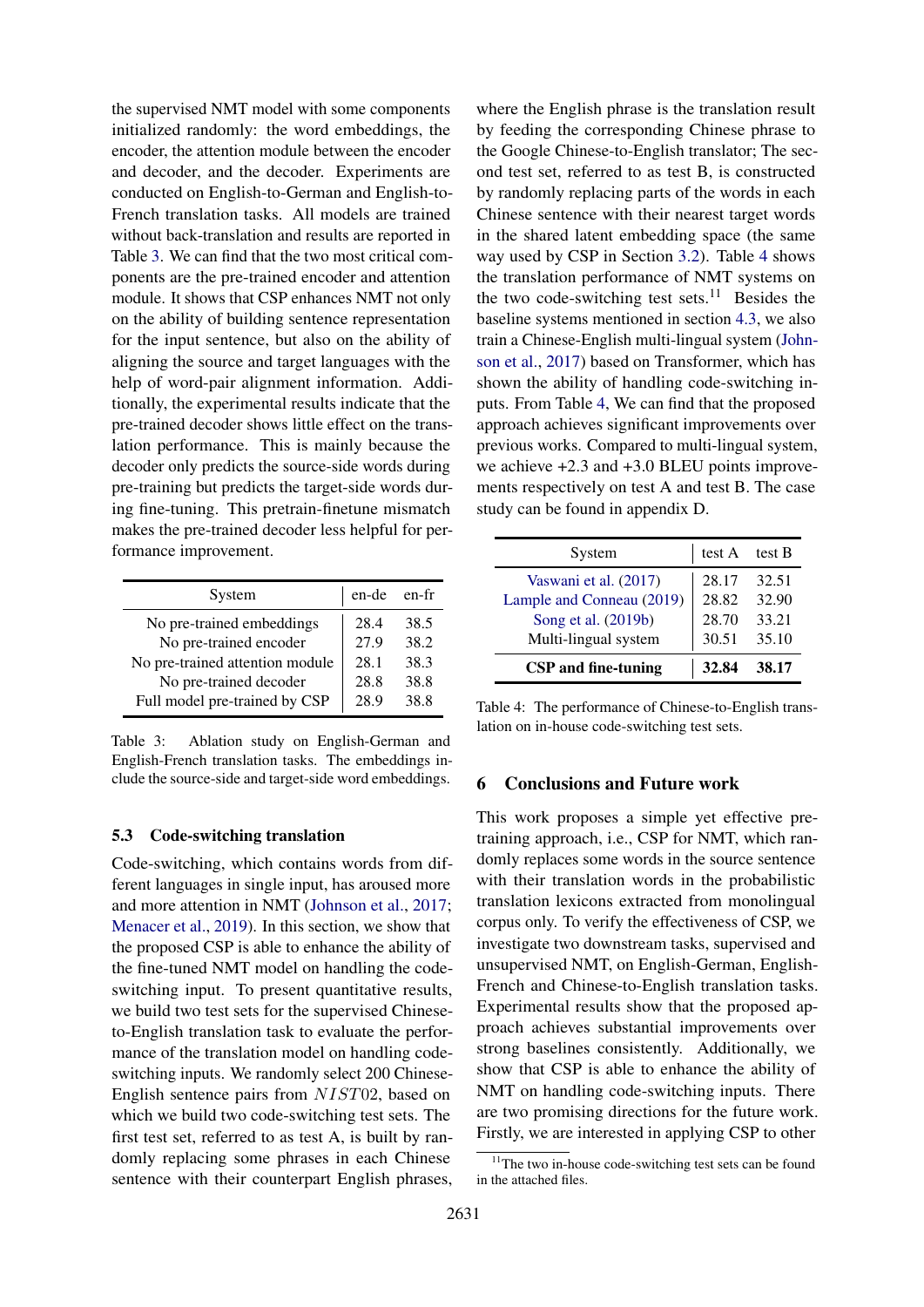the supervised NMT model with some components initialized randomly: the word embeddings, the encoder, the attention module between the encoder and decoder, and the decoder. Experiments are conducted on English-to-German and English-to-French translation tasks. All models are trained without back-translation and results are reported in Table 3. We can find that the two most critical components are the pre-trained encoder and attention module. It shows that CSP enhances NMT not only on the ability of building sentence representation for the input sentence, but also on the ability of aligning the source and target languages with the help of word-pair alignment information. Additionally, the experimental results indicate that the pre-trained decoder shows little effect on the translation performance. This is mainly because the decoder only predicts the source-side words during pre-training but predicts the target-side words during fine-tuning. This pretrain-finetune mismatch makes the pre-trained decoder less helpful for performance improvement.

| System | en-de | en-fr |
|---|---|---|
| No pre-trained embeddings | 28.4 | 38.5 |
| No pre-trained encoder | 27.9 | 38.2 |
| No pre-trained attention module | 28.1 | 38.3 |
| No pre-trained decoder | 28.8 | 38.8 |
| Full model pre-trained by CSP | 28.9 | 38.8 |

Table 3: Ablation study on English-German and English-French translation tasks. The embeddings include the source-side and target-side word embeddings.

### 5.3 Code-switching translation

Code-switching, which contains words from different languages in single input, has aroused more and more attention in NMT (Johnson et al., 2017; Menacer et al., 2019). In this section, we show that the proposed CSP is able to enhance the ability of the fine-tuned NMT model on handling the code-switching input. To present quantitative results, we build two test sets for the supervised Chinese-to-English translation task to evaluate the performance of the translation model on handling code-switching inputs. We randomly select 200 Chinese-English sentence pairs from $NIST02$, based on which we build two code-switching test sets. The first test set, referred to as test A, is built by randomly replacing some phrases in each Chinese sentence with their counterpart English phrases, where the English phrase is the translation result by feeding the corresponding Chinese phrase to the Google Chinese-to-English translator; The second test set, referred to as test B, is constructed by randomly replacing parts of the words in each Chinese sentence with their nearest target words in the shared latent embedding space (the same way used by CSP in Section 3.2). Table 4 shows the translation performance of NMT systems on the two code-switching test sets.[11] Besides the baseline systems mentioned in section 4.3, we also train a Chinese-English multi-lingual system (Johnson et al., 2017) based on Transformer, which has shown the ability of handling code-switching inputs. From Table 4, We can find that the proposed approach achieves significant improvements over previous works. Compared to multi-lingual system, we achieve +2.3 and +3.0 BLEU points improvements respectively on test A and test B. The case study can be found in appendix D.

| System | test A | test B |
|---|---|---|
| Vaswani et al. (2017) | 28.17 | 32.51 |
| Lample and Conneau (2019) | 28.82 | 32.90 |
| Song et al. (2019b) | 28.70 | 33.21 |
| Multi-lingual system | 30.51 | 35.10 |
| **CSP and fine-tuning** | **32.84** | **38.17** |

Table 4: The performance of Chinese-to-English translation on in-house code-switching test sets.

## 6 Conclusions and Future work

This work proposes a simple yet effective pre-training approach, i.e., CSP for NMT, which randomly replaces some words in the source sentence with their translation words in the probabilistic translation lexicons extracted from monolingual corpus only. To verify the effectiveness of CSP, we investigate two downstream tasks, supervised and unsupervised NMT, on English-German, English-French and Chinese-to-English translation tasks. Experimental results show that the proposed approach achieves substantial improvements over strong baselines consistently. Additionally, we show that CSP is able to enhance the ability of NMT on handling code-switching inputs. There are two promising directions for the future work. Firstly, we are interested in applying CSP to other

[11] The two in-house code-switching test sets can be found in the attached files.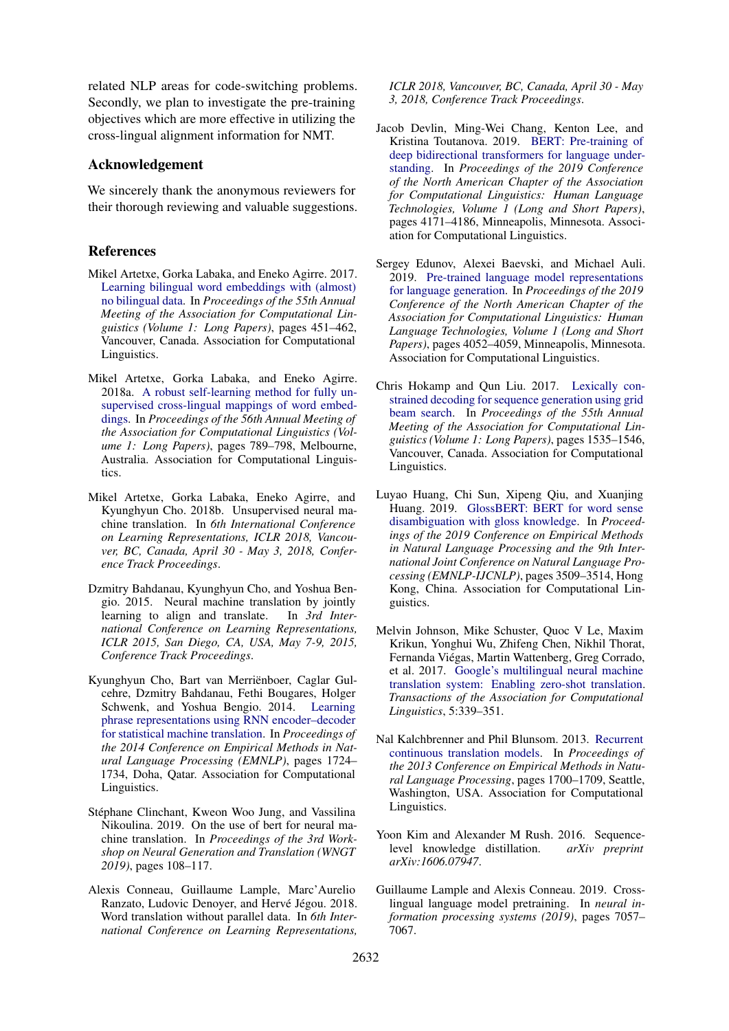related NLP areas for code-switching problems. Secondly, we plan to investigate the pre-training objectives which are more effective in utilizing the cross-lingual alignment information for NMT.

## Acknowledgement

We sincerely thank the anonymous reviewers for their thorough reviewing and valuable suggestions.

## References

Mikel Artetxe, Gorka Labaka, and Eneko Agirre. 2017. Learning bilingual word embeddings with (almost) no bilingual data. In *Proceedings of the 55th Annual Meeting of the Association for Computational Linguistics (Volume 1: Long Papers)*, pages 451–462, Vancouver, Canada. Association for Computational Linguistics.

Mikel Artetxe, Gorka Labaka, and Eneko Agirre. 2018a. A robust self-learning method for fully unsupervised cross-lingual mappings of word embeddings. In *Proceedings of the 56th Annual Meeting of the Association for Computational Linguistics (Volume 1: Long Papers)*, pages 789–798, Melbourne, Australia. Association for Computational Linguistics.

Mikel Artetxe, Gorka Labaka, Eneko Agirre, and Kyunghyun Cho. 2018b. Unsupervised neural machine translation. In *6th International Conference on Learning Representations, ICLR 2018, Vancouver, BC, Canada, April 30 - May 3, 2018, Conference Track Proceedings*.

Dzmitry Bahdanau, Kyunghyun Cho, and Yoshua Bengio. 2015. Neural machine translation by jointly learning to align and translate. In *3rd International Conference on Learning Representations, ICLR 2015, San Diego, CA, USA, May 7-9, 2015, Conference Track Proceedings*.

Kyunghyun Cho, Bart van Merriënboer, Caglar Gulcehre, Dzmitry Bahdanau, Fethi Bougares, Holger Schwenk, and Yoshua Bengio. 2014. Learning phrase representations using RNN encoder–decoder for statistical machine translation. In *Proceedings of the 2014 Conference on Empirical Methods in Natural Language Processing (EMNLP)*, pages 1724–1734, Doha, Qatar. Association for Computational Linguistics.

Stéphane Clinchant, Kweon Woo Jung, and Vassilina Nikoulina. 2019. On the use of bert for neural machine translation. In *Proceedings of the 3rd Workshop on Neural Generation and Translation (WNGT 2019)*, pages 108–117.

Alexis Conneau, Guillaume Lample, Marc'Aurelio Ranzato, Ludovic Denoyer, and Hervé Jégou. 2018. Word translation without parallel data. In *6th International Conference on Learning Representations, ICLR 2018, Vancouver, BC, Canada, April 30 - May 3, 2018, Conference Track Proceedings*.

Jacob Devlin, Ming-Wei Chang, Kenton Lee, and Kristina Toutanova. 2019. BERT: Pre-training of deep bidirectional transformers for language understanding. In *Proceedings of the 2019 Conference of the North American Chapter of the Association for Computational Linguistics: Human Language Technologies, Volume 1 (Long and Short Papers)*, pages 4171–4186, Minneapolis, Minnesota. Association for Computational Linguistics.

Sergey Edunov, Alexei Baevski, and Michael Auli. 2019. Pre-trained language model representations for language generation. In *Proceedings of the 2019 Conference of the North American Chapter of the Association for Computational Linguistics: Human Language Technologies, Volume 1 (Long and Short Papers)*, pages 4052–4059, Minneapolis, Minnesota. Association for Computational Linguistics.

Chris Hokamp and Qun Liu. 2017. Lexically constrained decoding for sequence generation using grid beam search. In *Proceedings of the 55th Annual Meeting of the Association for Computational Linguistics (Volume 1: Long Papers)*, pages 1535–1546, Vancouver, Canada. Association for Computational Linguistics.

Luyao Huang, Chi Sun, Xipeng Qiu, and Xuanjing Huang. 2019. GlossBERT: BERT for word sense disambiguation with gloss knowledge. In *Proceedings of the 2019 Conference on Empirical Methods in Natural Language Processing and the 9th International Joint Conference on Natural Language Processing (EMNLP-IJCNLP)*, pages 3509–3514, Hong Kong, China. Association for Computational Linguistics.

Melvin Johnson, Mike Schuster, Quoc V Le, Maxim Krikun, Yonghui Wu, Zhifeng Chen, Nikhil Thorat, Fernanda Viégas, Martin Wattenberg, Greg Corrado, et al. 2017. Google's multilingual neural machine translation system: Enabling zero-shot translation. *Transactions of the Association for Computational Linguistics*, 5:339–351.

Nal Kalchbrenner and Phil Blunsom. 2013. Recurrent continuous translation models. In *Proceedings of the 2013 Conference on Empirical Methods in Natural Language Processing*, pages 1700–1709, Seattle, Washington, USA. Association for Computational Linguistics.

Yoon Kim and Alexander M Rush. 2016. Sequence-level knowledge distillation. *arXiv preprint arXiv:1606.07947*.

Guillaume Lample and Alexis Conneau. 2019. Cross-lingual language model pretraining. In *neural information processing systems (2019)*, pages 7057–7067.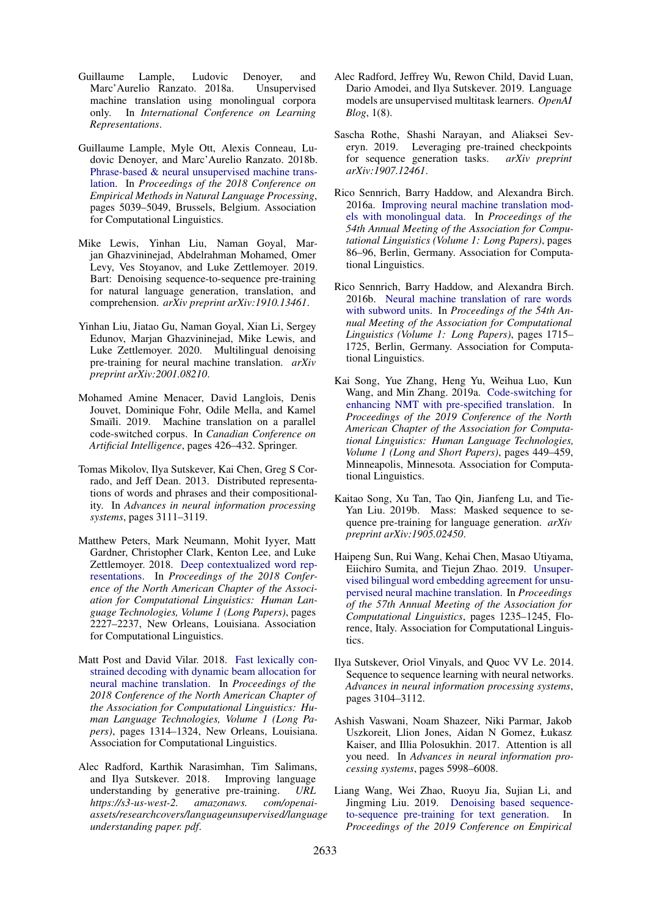Guillaume Lample, Ludovic Denoyer, and Marc'Aurelio Ranzato. 2018a. Unsupervised machine translation using monolingual corpora only. In *International Conference on Learning Representations*.

Guillaume Lample, Myle Ott, Alexis Conneau, Ludovic Denoyer, and Marc'Aurelio Ranzato. 2018b. Phrase-based & neural unsupervised machine translation. In *Proceedings of the 2018 Conference on Empirical Methods in Natural Language Processing*, pages 5039–5049, Brussels, Belgium. Association for Computational Linguistics.

Mike Lewis, Yinhan Liu, Naman Goyal, Marjan Ghazvininejad, Abdelrahman Mohamed, Omer Levy, Ves Stoyanov, and Luke Zettlemoyer. 2019. Bart: Denoising sequence-to-sequence pre-training for natural language generation, translation, and comprehension. *arXiv preprint arXiv:1910.13461*.

Yinhan Liu, Jiatao Gu, Naman Goyal, Xian Li, Sergey Edunov, Marjan Ghazvininejad, Mike Lewis, and Luke Zettlemoyer. 2020. Multilingual denoising pre-training for neural machine translation. *arXiv preprint arXiv:2001.08210*.

Mohamed Amine Menacer, David Langlois, Denis Jouvet, Dominique Fohr, Odile Mella, and Kamel Smaïli. 2019. Machine translation on a parallel code-switched corpus. In *Canadian Conference on Artificial Intelligence*, pages 426–432. Springer.

Tomas Mikolov, Ilya Sutskever, Kai Chen, Greg S Corrado, and Jeff Dean. 2013. Distributed representations of words and phrases and their compositionality. In *Advances in neural information processing systems*, pages 3111–3119.

Matthew Peters, Mark Neumann, Mohit Iyyer, Matt Gardner, Christopher Clark, Kenton Lee, and Luke Zettlemoyer. 2018. Deep contextualized word representations. In *Proceedings of the 2018 Conference of the North American Chapter of the Association for Computational Linguistics: Human Language Technologies, Volume 1 (Long Papers)*, pages 2227–2237, New Orleans, Louisiana. Association for Computational Linguistics.

Matt Post and David Vilar. 2018. Fast lexically constrained decoding with dynamic beam allocation for neural machine translation. In *Proceedings of the 2018 Conference of the North American Chapter of the Association for Computational Linguistics: Human Language Technologies, Volume 1 (Long Papers)*, pages 1314–1324, New Orleans, Louisiana. Association for Computational Linguistics.

Alec Radford, Karthik Narasimhan, Tim Salimans, and Ilya Sutskever. 2018. Improving language understanding by generative pre-training. *URL https://s3-us-west-2. amazonaws. com/openai-assets/researchcovers/languageunsupervised/language understanding paper. pdf*.

Alec Radford, Jeffrey Wu, Rewon Child, David Luan, Dario Amodei, and Ilya Sutskever. 2019. Language models are unsupervised multitask learners. *OpenAI Blog*, 1(8).

Sascha Rothe, Shashi Narayan, and Aliaksei Severyn. 2019. Leveraging pre-trained checkpoints for sequence generation tasks. *arXiv preprint arXiv:1907.12461*.

Rico Sennrich, Barry Haddow, and Alexandra Birch. 2016a. Improving neural machine translation models with monolingual data. In *Proceedings of the 54th Annual Meeting of the Association for Computational Linguistics (Volume 1: Long Papers)*, pages 86–96, Berlin, Germany. Association for Computational Linguistics.

Rico Sennrich, Barry Haddow, and Alexandra Birch. 2016b. Neural machine translation of rare words with subword units. In *Proceedings of the 54th Annual Meeting of the Association for Computational Linguistics (Volume 1: Long Papers)*, pages 1715–1725, Berlin, Germany. Association for Computational Linguistics.

Kai Song, Yue Zhang, Heng Yu, Weihua Luo, Kun Wang, and Min Zhang. 2019a. Code-switching for enhancing NMT with pre-specified translation. In *Proceedings of the 2019 Conference of the North American Chapter of the Association for Computational Linguistics: Human Language Technologies, Volume 1 (Long and Short Papers)*, pages 449–459, Minneapolis, Minnesota. Association for Computational Linguistics.

Kaitao Song, Xu Tan, Tao Qin, Jianfeng Lu, and Tie-Yan Liu. 2019b. Mass: Masked sequence to sequence pre-training for language generation. *arXiv preprint arXiv:1905.02450*.

Haipeng Sun, Rui Wang, Kehai Chen, Masao Utiyama, Eiichiro Sumita, and Tiejun Zhao. 2019. Unsupervised bilingual word embedding agreement for unsupervised neural machine translation. In *Proceedings of the 57th Annual Meeting of the Association for Computational Linguistics*, pages 1235–1245, Florence, Italy. Association for Computational Linguistics.

Ilya Sutskever, Oriol Vinyals, and Quoc VV Le. 2014. Sequence to sequence learning with neural networks. *Advances in neural information processing systems*, pages 3104–3112.

Ashish Vaswani, Noam Shazeer, Niki Parmar, Jakob Uszkoreit, Llion Jones, Aidan N Gomez, Łukasz Kaiser, and Illia Polosukhin. 2017. Attention is all you need. In *Advances in neural information processing systems*, pages 5998–6008.

Liang Wang, Wei Zhao, Ruoyu Jia, Sujian Li, and Jingming Liu. 2019. Denoising based sequence-to-sequence pre-training for text generation. In *Proceedings of the 2019 Conference on Empirical*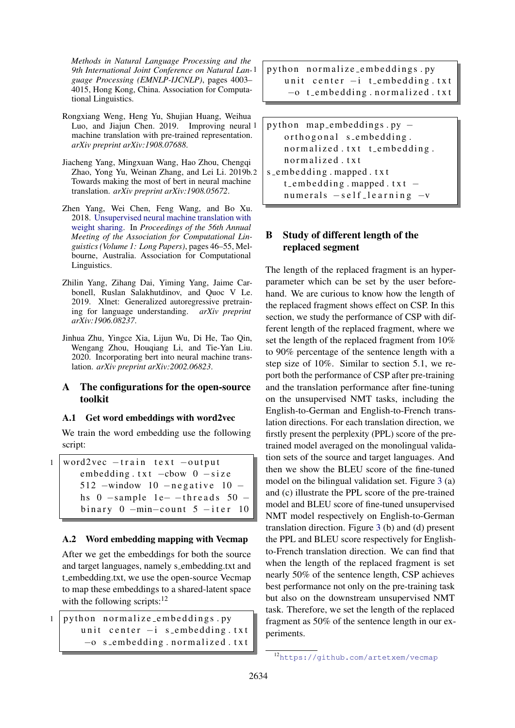Methods in Natural Language Processing and the 9th International Joint Conference on Natural Language Processing (EMNLP-IJCNLP)*, pages 4003–4015, Hong Kong, China. Association for Computational Linguistics.

Rongxiang Weng, Heng Yu, Shujian Huang, Weihua Luo, and Jiajun Chen. 2019. Improving neural machine translation with pre-trained representation. *arXiv preprint arXiv:1908.07688*.

Jiacheng Yang, Mingxuan Wang, Hao Zhou, Chengqi Zhao, Yong Yu, Weinan Zhang, and Lei Li. 2019b. Towards making the most of bert in neural machine translation. *arXiv preprint arXiv:1908.05672*.

Zhen Yang, Wei Chen, Feng Wang, and Bo Xu. 2018. Unsupervised neural machine translation with weight sharing. In *Proceedings of the 56th Annual Meeting of the Association for Computational Linguistics (Volume 1: Long Papers)*, pages 46–55, Melbourne, Australia. Association for Computational Linguistics.

Zhilin Yang, Zihang Dai, Yiming Yang, Jaime Carbonell, Ruslan Salakhutdinov, and Quoc V Le. 2019. Xlnet: Generalized autoregressive pretraining for language understanding. *arXiv preprint arXiv:1906.08237*.

Jinhua Zhu, Yingce Xia, Lijun Wu, Di He, Tao Qin, Wengang Zhou, Houqiang Li, and Tie-Yan Liu. 2020. Incorporating bert into neural machine translation. *arXiv preprint arXiv:2002.06823*.

## A The configurations for the open-source toolkit

### A.1 Get word embeddings with word2vec

We train the word embedding use the following script:

```
word2vec -train text -output embedding.txt -cbow 0 -size 512 -window 10 -negative 10 -hs 0 -sample 1e- -threads 50 -binary 0 -min-count 5 -iter 10
```

### A.2 Word embedding mapping with Vecmap

After we get the embeddings for both the source and target languages, namely s_embedding.txt and t_embedding.txt, we use the open-source Vecmap to map these embeddings to a shared-latent space with the following scripts:[12]

```
python normalize_embeddings.py unit center -i s_embedding.txt -o s_embedding.normalized.txt
```

```
python normalize_embeddings.py unit center -i t_embedding.txt -o t_embedding.normalized.txt
```

```
python map_embeddings.py --orthogonal s_embedding.normalized.txt t_embedding.normalized.txt s_embedding.mapped.txt t_embedding.mapped.txt --numerals --self_learning -v
```

## B Study of different length of the replaced segment

The length of the replaced fragment is an hyper-parameter which can be set by the user beforehand. We are curious to know how the length of the replaced fragment shows effect on CSP. In this section, we study the performance of CSP with different length of the replaced fragment, where we set the length of the replaced fragment from 10% to 90% percentage of the sentence length with a step size of 10%. Similar to section 5.1, we report both the performance of CSP after pre-training and the translation performance after fine-tuning on the unsupervised NMT tasks, including the English-to-German and English-to-French translation directions. For each translation direction, we firstly present the perplexity (PPL) score of the pre-trained model averaged on the monolingual validation sets of the source and target languages. And then we show the BLEU score of the fine-tuned model on the bilingual validation set. Figure 3 (a) and (c) illustrate the PPL score of the pre-trained model and BLEU score of fine-tuned unsupervised NMT model respectively on English-to-German translation direction. Figure 3 (b) and (d) present the PPL and BLEU score respectively for English-to-French translation direction. We can find that when the length of the replaced fragment is set nearly 50% of the sentence length, CSP achieves best performance not only on the pre-training task but also on the downstream unsupervised NMT task. Therefore, we set the length of the replaced fragment as 50% of the sentence length in our experiments.

[12] https://github.com/artetxem/vecmap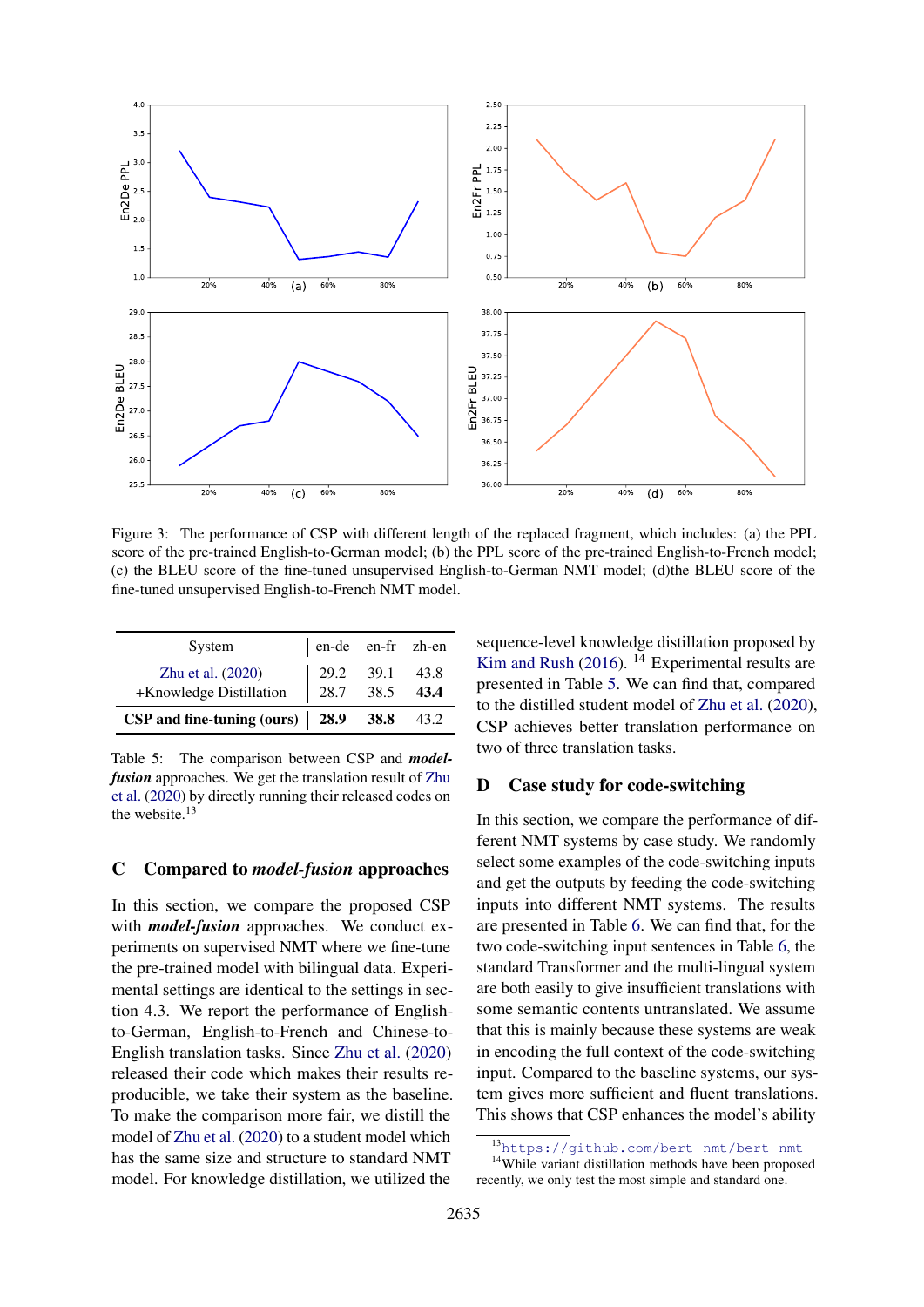En2De PPL
4.0
3.5
3.0
2.5
2.0
1.5
1.0
20%
40%
(a)
60%
80%

En2Fr PPL
2.50
2.25
2.00
1.75
1.50
1.25
1.00
0.75
0.50
20%
40%
(b)
60%
80%

En2De BLEU
29.0
28.5
28.0
27.5
27.0
26.5
26.0
25.5
20%
40%
(c)
60%
80%

En2Fr BLEU
38.00
37.75
37.50
37.25
37.00
36.75
36.50
36.25
36.00
20%
40%
(d)
60%
80%

Figure 3: The performance of CSP with different length of the replaced fragment, which includes: (a) the PPL score of the pre-trained English-to-German model; (b) the PPL score of the pre-trained English-to-French model; (c) the BLEU score of the fine-tuned unsupervised English-to-German NMT model; (d)the BLEU score of the fine-tuned unsupervised English-to-French NMT model.

| System | en-de | en-fr | zh-en |
|---|---|---|---|
| Zhu et al. (2020) | 29.2 | 39.1 | 43.8 |
| +Knowledge Distillation | 28.7 | 38.5 | **43.4** |
| **CSP and fine-tuning (ours)** | **28.9** | **38.8** | 43.2 |

Table 5: The comparison between CSP and ***model-fusion*** approaches. We get the translation result of Zhu et al. (2020) by directly running their released codes on the website.[13]

## C Compared to *model-fusion* approaches

In this section, we compare the proposed CSP with ***model-fusion*** approaches. We conduct experiments on supervised NMT where we fine-tune the pre-trained model with bilingual data. Experimental settings are identical to the settings in section 4.3. We report the performance of English-to-German, English-to-French and Chinese-to-English translation tasks. Since Zhu et al. (2020) released their code which makes their results reproducible, we take their system as the baseline. To make the comparison more fair, we distill the model of Zhu et al. (2020) to a student model which has the same size and structure to standard NMT model. For knowledge distillation, we utilized the sequence-level knowledge distillation proposed by Kim and Rush (2016). [14] Experimental results are presented in Table 5. We can find that, compared to the distilled student model of Zhu et al. (2020), CSP achieves better translation performance on two of three translation tasks.

## D Case study for code-switching

In this section, we compare the performance of different NMT systems by case study. We randomly select some examples of the code-switching inputs and get the outputs by feeding the code-switching inputs into different NMT systems. The results are presented in Table 6. We can find that, for the two code-switching input sentences in Table 6, the standard Transformer and the multi-lingual system are both easily to give insufficient translations with some semantic contents untranslated. We assume that this is mainly because these systems are weak in encoding the full context of the code-switching input. Compared to the baseline systems, our system gives more sufficient and fluent translations. This shows that CSP enhances the model's ability

[13] https://github.com/bert-nmt/bert-nmt

[14] While variant distillation methods have been proposed recently, we only test the most simple and standard one.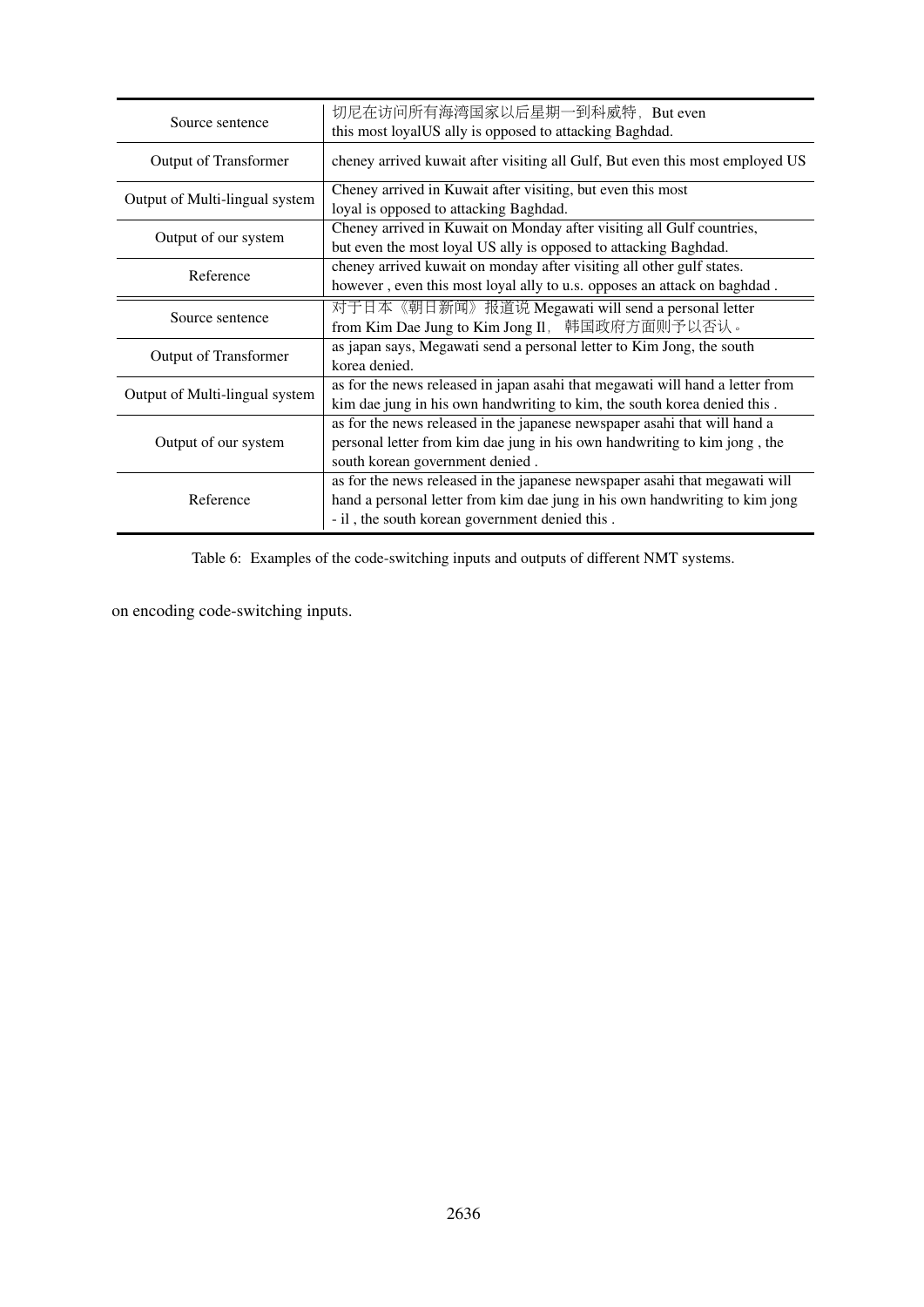| | |
|---|---|
| Source sentence | 切尼在访问所有海湾国家以后星期一到科威特，But even this most loyalUS ally is opposed to attacking Baghdad. |
| Output of Transformer | cheney arrived kuwait after visiting all Gulf, But even this most employed US |
| Output of Multi-lingual system | Cheney arrived in Kuwait after visiting, but even this most loyal is opposed to attacking Baghdad. |
| Output of our system | Cheney arrived in Kuwait on Monday after visiting all Gulf countries, but even the most loyal US ally is opposed to attacking Baghdad. |
| Reference | cheney arrived kuwait on monday after visiting all other gulf states. however , even this most loyal ally to u.s. opposes an attack on baghdad . |
| Source sentence | 对于日本《朝日新闻》报道说 Megawati will send a personal letter from Kim Dae Jung to Kim Jong Il， 韩国政府方面则予以否认。 |
| Output of Transformer | as japan says, Megawati send a personal letter to Kim Jong, the south korea denied. |
| Output of Multi-lingual system | as for the news released in japan asahi that megawati will hand a letter from kim dae jung in his own handwriting to kim, the south korea denied this . |
| Output of our system | as for the news released in the japanese newspaper asahi that will hand a personal letter from kim dae jung in his own handwriting to kim jong , the south korean government denied . |
| Reference | as for the news released in the japanese newspaper asahi that megawati will hand a personal letter from kim dae jung in his own handwriting to kim jong - il , the south korean government denied this . |

Table 6: Examples of the code-switching inputs and outputs of different NMT systems.

on encoding code-switching inputs.